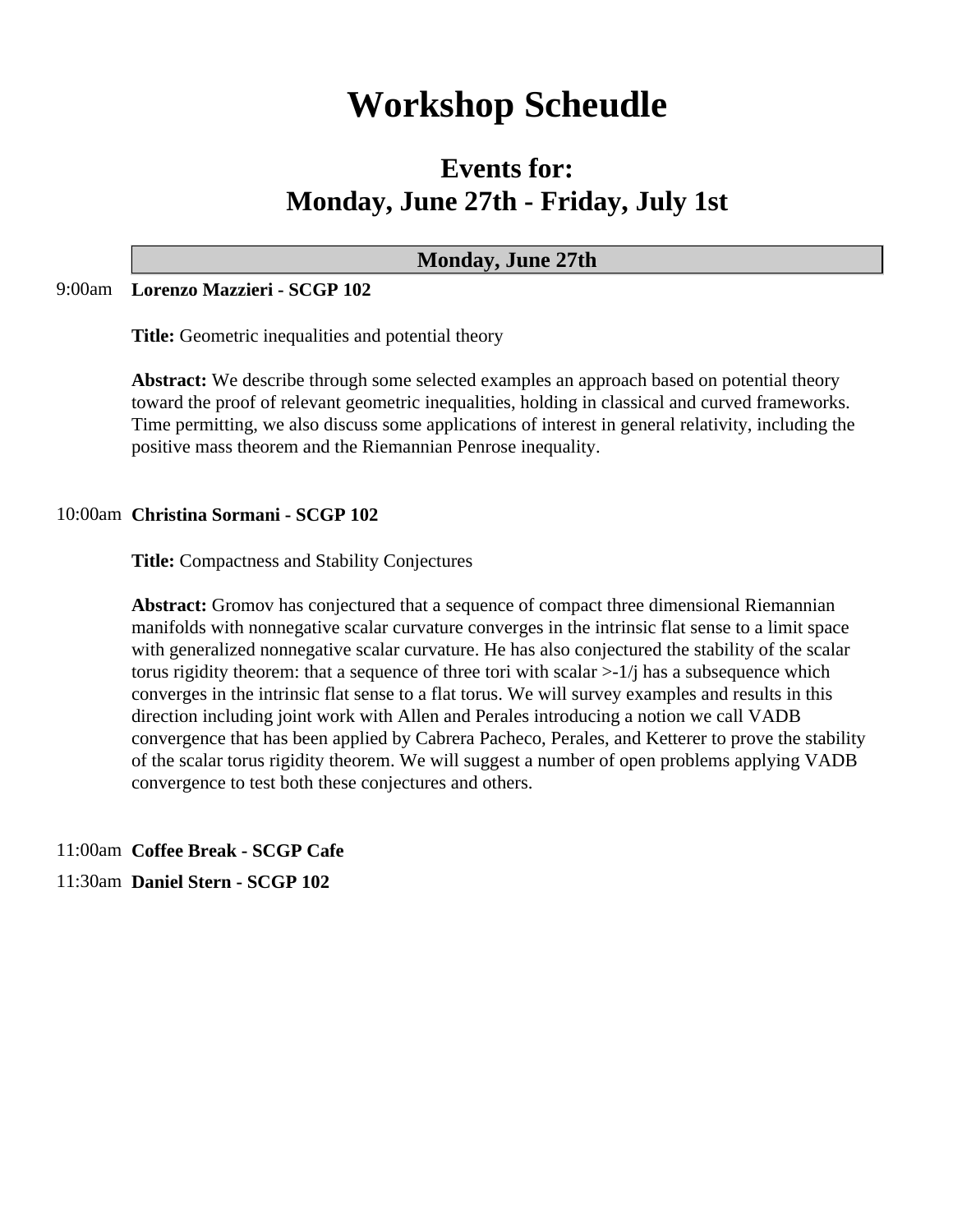# Workshop Scheudle

## Events for:
## Monday, June 27th - Friday, July 1st

### Monday, June 27th

9:00am **Lorenzo Mazzieri - SCGP 102**

**Title:** Geometric inequalities and potential theory

**Abstract:** We describe through some selected examples an approach based on potential theory toward the proof of relevant geometric inequalities, holding in classical and curved frameworks. Time permitting, we also discuss some applications of interest in general relativity, including the positive mass theorem and the Riemannian Penrose inequality.

10:00am **Christina Sormani - SCGP 102**

**Title:** Compactness and Stability Conjectures

**Abstract:** Gromov has conjectured that a sequence of compact three dimensional Riemannian manifolds with nonnegative scalar curvature converges in the intrinsic flat sense to a limit space with generalized nonnegative scalar curvature. He has also conjectured the stability of the scalar torus rigidity theorem: that a sequence of three tori with scalar >-1/j has a subsequence which converges in the intrinsic flat sense to a flat torus. We will survey examples and results in this direction including joint work with Allen and Perales introducing a notion we call VADB convergence that has been applied by Cabrera Pacheco, Perales, and Ketterer to prove the stability of the scalar torus rigidity theorem. We will suggest a number of open problems applying VADB convergence to test both these conjectures and others.

11:00am **Coffee Break - SCGP Cafe**

11:30am **Daniel Stern - SCGP 102**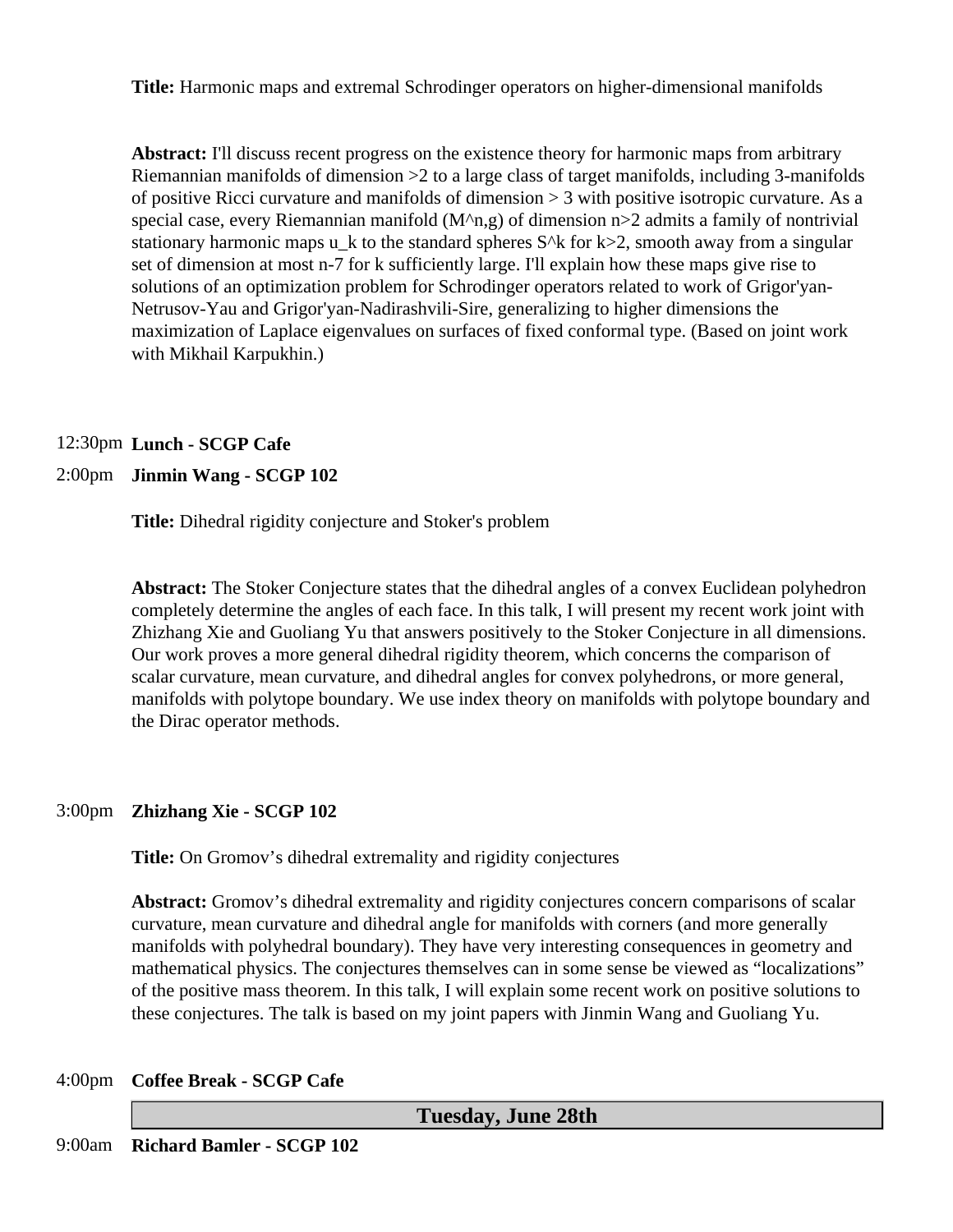**Title:** Harmonic maps and extremal Schrodinger operators on higher-dimensional manifolds

**Abstract:** I'll discuss recent progress on the existence theory for harmonic maps from arbitrary Riemannian manifolds of dimension $>2$ to a large class of target manifolds, including 3-manifolds of positive Ricci curvature and manifolds of dimension $> 3$ with positive isotropic curvature. As a special case, every Riemannian manifold $(M^n,g)$ of dimension $n>2$ admits a family of nontrivial stationary harmonic maps $u_k$ to the standard spheres $S^k$ for $k>2$, smooth away from a singular set of dimension at most $n-7$ for $k$ sufficiently large. I'll explain how these maps give rise to solutions of an optimization problem for Schrodinger operators related to work of Grigor'yan-Netrusov-Yau and Grigor'yan-Nadirashvili-Sire, generalizing to higher dimensions the maximization of Laplace eigenvalues on surfaces of fixed conformal type. (Based on joint work with Mikhail Karpukhin.)

12:30pm **Lunch - SCGP Cafe**

2:00pm **Jinmin Wang - SCGP 102**

**Title:** Dihedral rigidity conjecture and Stoker's problem

**Abstract:** The Stoker Conjecture states that the dihedral angles of a convex Euclidean polyhedron completely determine the angles of each face. In this talk, I will present my recent work joint with Zhizhang Xie and Guoliang Yu that answers positively to the Stoker Conjecture in all dimensions. Our work proves a more general dihedral rigidity theorem, which concerns the comparison of scalar curvature, mean curvature, and dihedral angles for convex polyhedrons, or more general, manifolds with polytope boundary. We use index theory on manifolds with polytope boundary and the Dirac operator methods.

3:00pm **Zhizhang Xie - SCGP 102**

**Title:** On Gromov's dihedral extremality and rigidity conjectures

**Abstract:** Gromov's dihedral extremality and rigidity conjectures concern comparisons of scalar curvature, mean curvature and dihedral angle for manifolds with corners (and more generally manifolds with polyhedral boundary). They have very interesting consequences in geometry and mathematical physics. The conjectures themselves can in some sense be viewed as "localizations" of the positive mass theorem. In this talk, I will explain some recent work on positive solutions to these conjectures. The talk is based on my joint papers with Jinmin Wang and Guoliang Yu.

4:00pm **Coffee Break - SCGP Cafe**

## Tuesday, June 28th

9:00am **Richard Bamler - SCGP 102**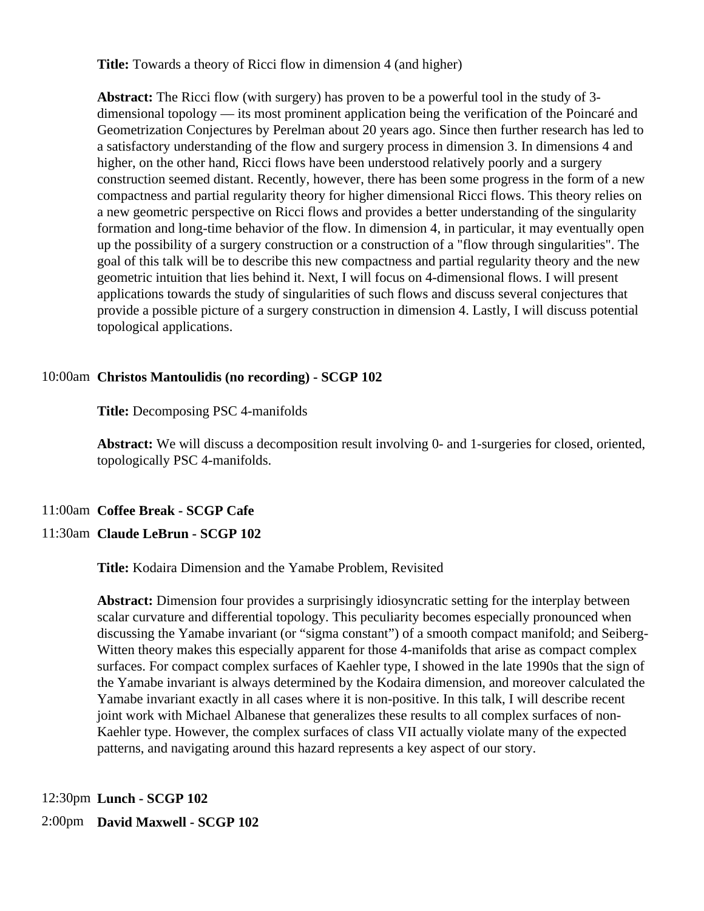**Title:** Towards a theory of Ricci flow in dimension 4 (and higher)

**Abstract:** The Ricci flow (with surgery) has proven to be a powerful tool in the study of 3-dimensional topology — its most prominent application being the verification of the Poincaré and Geometrization Conjectures by Perelman about 20 years ago. Since then further research has led to a satisfactory understanding of the flow and surgery process in dimension 3. In dimensions 4 and higher, on the other hand, Ricci flows have been understood relatively poorly and a surgery construction seemed distant. Recently, however, there has been some progress in the form of a new compactness and partial regularity theory for higher dimensional Ricci flows. This theory relies on a new geometric perspective on Ricci flows and provides a better understanding of the singularity formation and long-time behavior of the flow. In dimension 4, in particular, it may eventually open up the possibility of a surgery construction or a construction of a "flow through singularities". The goal of this talk will be to describe this new compactness and partial regularity theory and the new geometric intuition that lies behind it. Next, I will focus on 4-dimensional flows. I will present applications towards the study of singularities of such flows and discuss several conjectures that provide a possible picture of a surgery construction in dimension 4. Lastly, I will discuss potential topological applications.

10:00am **Christos Mantoulidis (no recording) - SCGP 102**

**Title:** Decomposing PSC 4-manifolds

**Abstract:** We will discuss a decomposition result involving 0- and 1-surgeries for closed, oriented, topologically PSC 4-manifolds.

11:00am **Coffee Break - SCGP Cafe**

11:30am **Claude LeBrun - SCGP 102**

**Title:** Kodaira Dimension and the Yamabe Problem, Revisited

**Abstract:** Dimension four provides a surprisingly idiosyncratic setting for the interplay between scalar curvature and differential topology. This peculiarity becomes especially pronounced when discussing the Yamabe invariant (or "sigma constant") of a smooth compact manifold; and Seiberg-Witten theory makes this especially apparent for those 4-manifolds that arise as compact complex surfaces. For compact complex surfaces of Kaehler type, I showed in the late 1990s that the sign of the Yamabe invariant is always determined by the Kodaira dimension, and moreover calculated the Yamabe invariant exactly in all cases where it is non-positive. In this talk, I will describe recent joint work with Michael Albanese that generalizes these results to all complex surfaces of non-Kaehler type. However, the complex surfaces of class VII actually violate many of the expected patterns, and navigating around this hazard represents a key aspect of our story.

12:30pm **Lunch - SCGP 102**

2:00pm **David Maxwell - SCGP 102**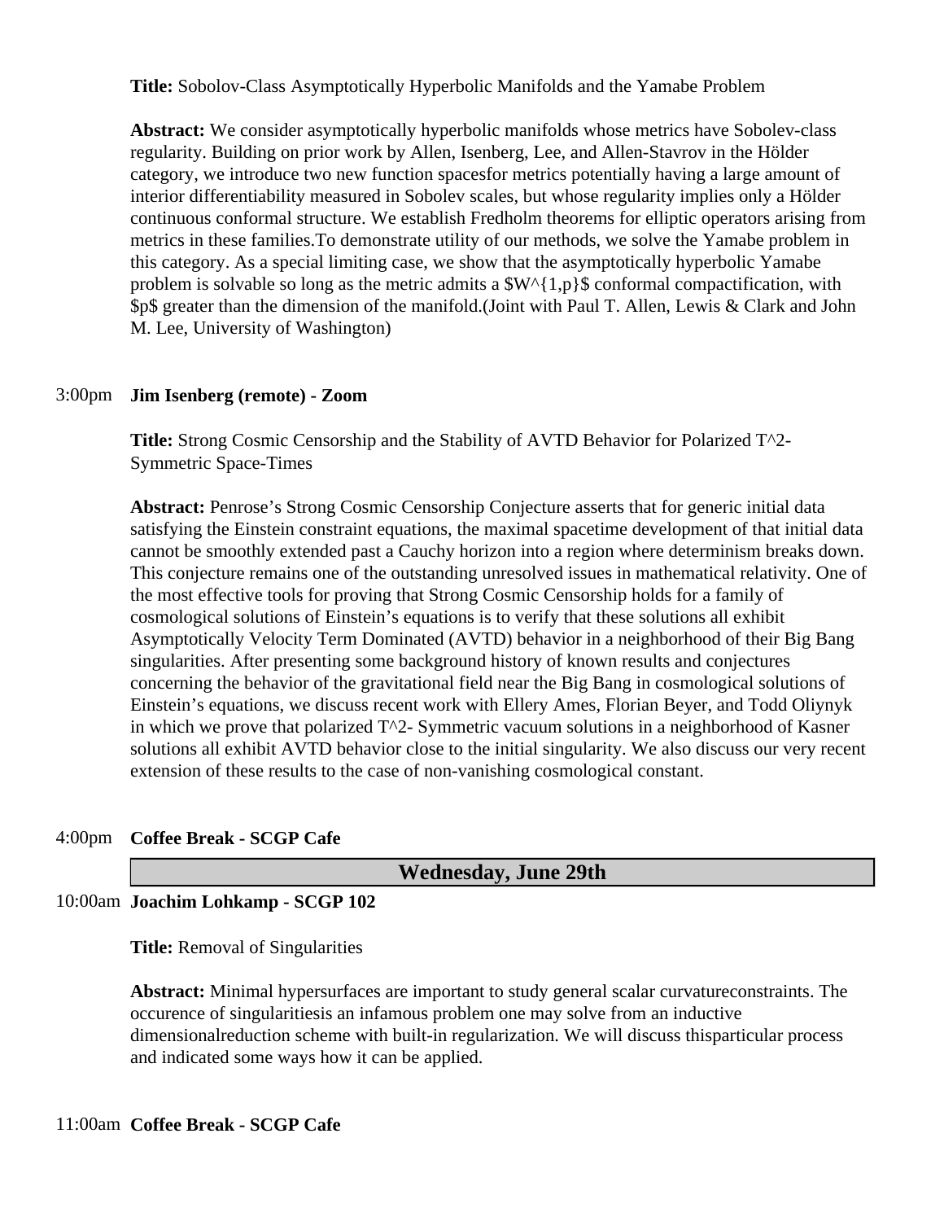**Title:** Sobolov-Class Asymptotically Hyperbolic Manifolds and the Yamabe Problem

**Abstract:** We consider asymptotically hyperbolic manifolds whose metrics have Sobolev-class regularity. Building on prior work by Allen, Isenberg, Lee, and Allen-Stavrov in the Hölder category, we introduce two new function spacesfor metrics potentially having a large amount of interior differentiability measured in Sobolev scales, but whose regularity implies only a Hölder continuous conformal structure. We establish Fredholm theorems for elliptic operators arising from metrics in these families.To demonstrate utility of our methods, we solve the Yamabe problem in this category. As a special limiting case, we show that the asymptotically hyperbolic Yamabe problem is solvable so long as the metric admits a $W^{1,p}$ conformal compactification, with $p$ greater than the dimension of the manifold.(Joint with Paul T. Allen, Lewis & Clark and John M. Lee, University of Washington)

3:00pm **Jim Isenberg (remote) - Zoom**

**Title:** Strong Cosmic Censorship and the Stability of AVTD Behavior for Polarized T^2-Symmetric Space-Times

**Abstract:** Penrose's Strong Cosmic Censorship Conjecture asserts that for generic initial data satisfying the Einstein constraint equations, the maximal spacetime development of that initial data cannot be smoothly extended past a Cauchy horizon into a region where determinism breaks down. This conjecture remains one of the outstanding unresolved issues in mathematical relativity. One of the most effective tools for proving that Strong Cosmic Censorship holds for a family of cosmological solutions of Einstein's equations is to verify that these solutions all exhibit Asymptotically Velocity Term Dominated (AVTD) behavior in a neighborhood of their Big Bang singularities. After presenting some background history of known results and conjectures concerning the behavior of the gravitational field near the Big Bang in cosmological solutions of Einstein's equations, we discuss recent work with Ellery Ames, Florian Beyer, and Todd Oliynyk in which we prove that polarized T^2- Symmetric vacuum solutions in a neighborhood of Kasner solutions all exhibit AVTD behavior close to the initial singularity. We also discuss our very recent extension of these results to the case of non-vanishing cosmological constant.

4:00pm **Coffee Break - SCGP Cafe**

## Wednesday, June 29th

10:00am **Joachim Lohkamp - SCGP 102**

**Title:** Removal of Singularities

**Abstract:** Minimal hypersurfaces are important to study general scalar curvatureconstraints. The occurence of singularitiesis an infamous problem one may solve from an inductive dimensionalreduction scheme with built-in regularization. We will discuss thisparticular process and indicated some ways how it can be applied.

11:00am **Coffee Break - SCGP Cafe**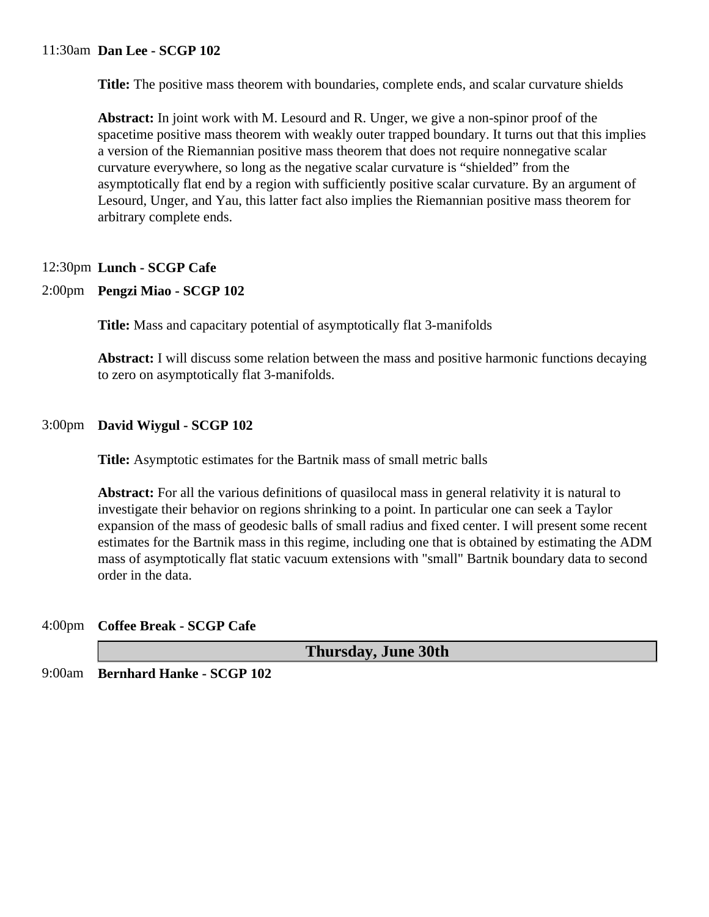11:30am **Dan Lee - SCGP 102**

**Title:** The positive mass theorem with boundaries, complete ends, and scalar curvature shields

**Abstract:** In joint work with M. Lesourd and R. Unger, we give a non-spinor proof of the spacetime positive mass theorem with weakly outer trapped boundary. It turns out that this implies a version of the Riemannian positive mass theorem that does not require nonnegative scalar curvature everywhere, so long as the negative scalar curvature is “shielded” from the asymptotically flat end by a region with sufficiently positive scalar curvature. By an argument of Lesourd, Unger, and Yau, this latter fact also implies the Riemannian positive mass theorem for arbitrary complete ends.

12:30pm **Lunch - SCGP Cafe**

2:00pm **Pengzi Miao - SCGP 102**

**Title:** Mass and capacitary potential of asymptotically flat 3-manifolds

**Abstract:** I will discuss some relation between the mass and positive harmonic functions decaying to zero on asymptotically flat 3-manifolds.

3:00pm **David Wiygul - SCGP 102**

**Title:** Asymptotic estimates for the Bartnik mass of small metric balls

**Abstract:** For all the various definitions of quasilocal mass in general relativity it is natural to investigate their behavior on regions shrinking to a point. In particular one can seek a Taylor expansion of the mass of geodesic balls of small radius and fixed center. I will present some recent estimates for the Bartnik mass in this regime, including one that is obtained by estimating the ADM mass of asymptotically flat static vacuum extensions with "small" Bartnik boundary data to second order in the data.

4:00pm **Coffee Break - SCGP Cafe**

## Thursday, June 30th

9:00am **Bernhard Hanke - SCGP 102**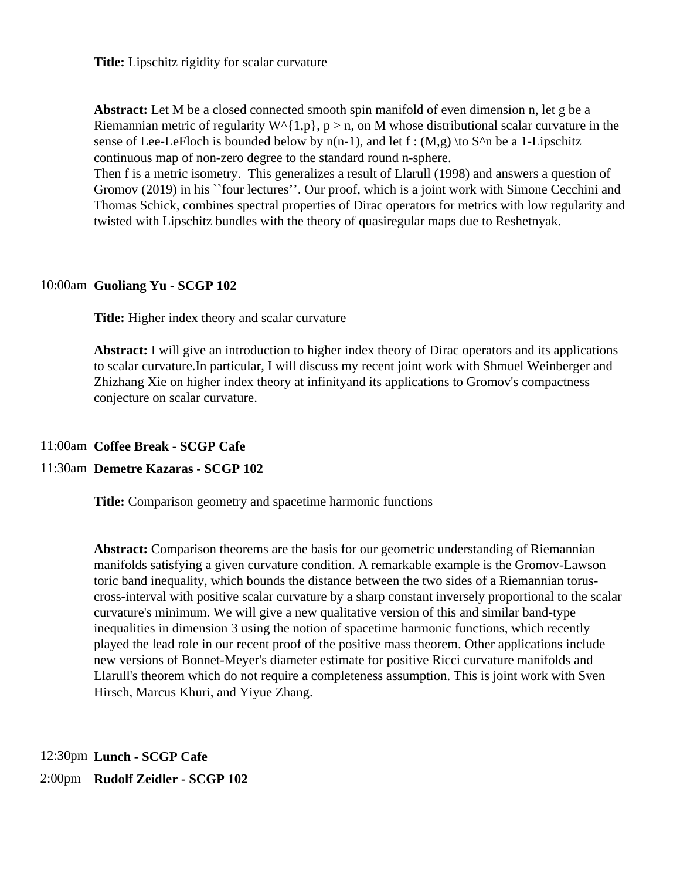**Title:** Lipschitz rigidity for scalar curvature

**Abstract:** Let M be a closed connected smooth spin manifold of even dimension n, let g be a Riemannian metric of regularity $W^{1,p}$, $p > n$, on M whose distributional scalar curvature in the sense of Lee-LeFloch is bounded below by $n(n-1)$, and let $f : (M,g) \to S^n$ be a 1-Lipschitz continuous map of non-zero degree to the standard round n-sphere.
Then f is a metric isometry. This generalizes a result of Llarull (1998) and answers a question of Gromov (2019) in his ``four lectures''. Our proof, which is a joint work with Simone Cecchini and Thomas Schick, combines spectral properties of Dirac operators for metrics with low regularity and twisted with Lipschitz bundles with the theory of quasiregular maps due to Reshetnyak.

10:00am **Guoliang Yu - SCGP 102**

**Title:** Higher index theory and scalar curvature

**Abstract:** I will give an introduction to higher index theory of Dirac operators and its applications to scalar curvature.In particular, I will discuss my recent joint work with Shmuel Weinberger and Zhizhang Xie on higher index theory at infinityand its applications to Gromov's compactness conjecture on scalar curvature.

11:00am **Coffee Break - SCGP Cafe**

11:30am **Demetre Kazaras - SCGP 102**

**Title:** Comparison geometry and spacetime harmonic functions

**Abstract:** Comparison theorems are the basis for our geometric understanding of Riemannian manifolds satisfying a given curvature condition. A remarkable example is the Gromov-Lawson toric band inequality, which bounds the distance between the two sides of a Riemannian torus-cross-interval with positive scalar curvature by a sharp constant inversely proportional to the scalar curvature's minimum. We will give a new qualitative version of this and similar band-type inequalities in dimension 3 using the notion of spacetime harmonic functions, which recently played the lead role in our recent proof of the positive mass theorem. Other applications include new versions of Bonnet-Meyer's diameter estimate for positive Ricci curvature manifolds and Llarull's theorem which do not require a completeness assumption. This is joint work with Sven Hirsch, Marcus Khuri, and Yiyue Zhang.

12:30pm **Lunch - SCGP Cafe**

2:00pm **Rudolf Zeidler - SCGP 102**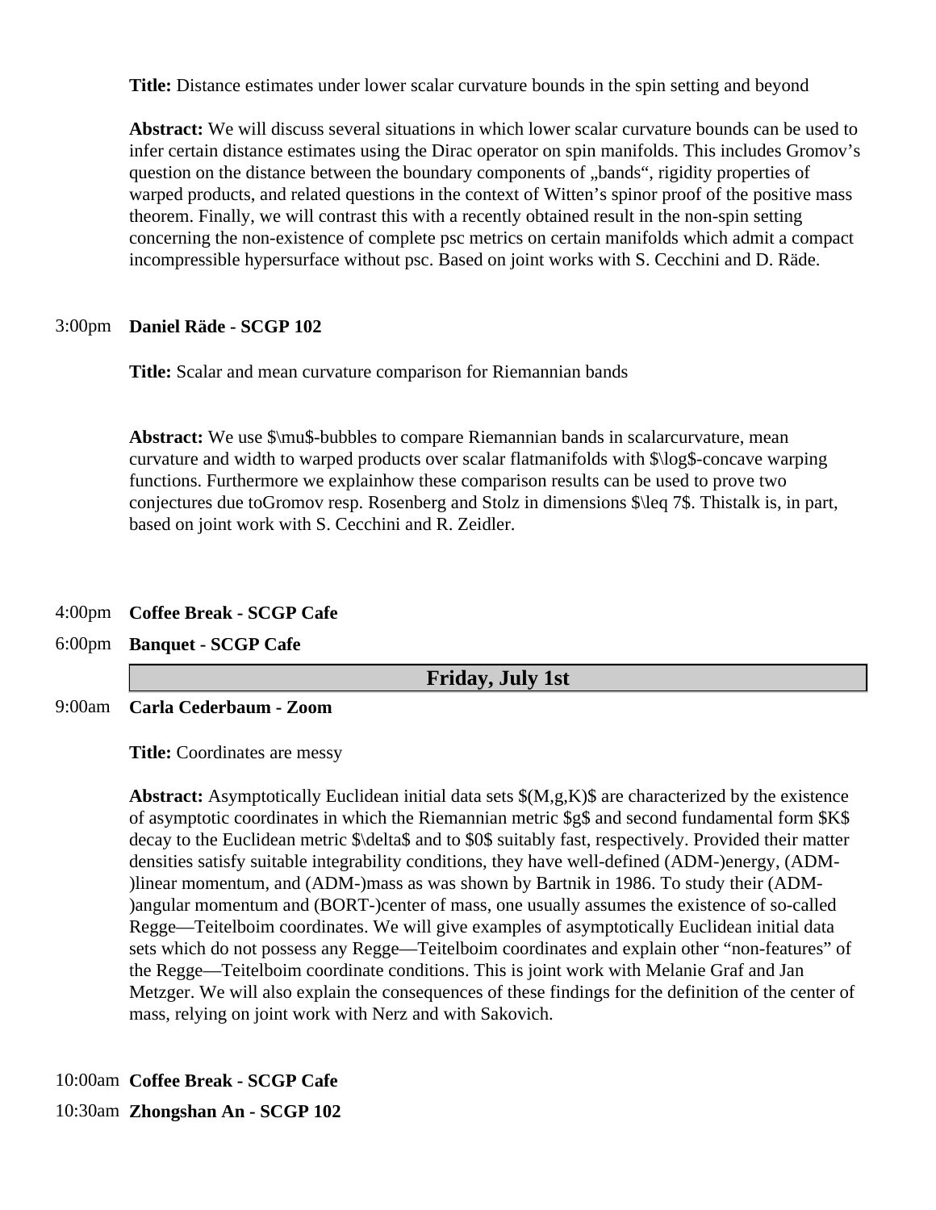**Title:** Distance estimates under lower scalar curvature bounds in the spin setting and beyond

**Abstract:** We will discuss several situations in which lower scalar curvature bounds can be used to infer certain distance estimates using the Dirac operator on spin manifolds. This includes Gromov's question on the distance between the boundary components of „bands", rigidity properties of warped products, and related questions in the context of Witten's spinor proof of the positive mass theorem. Finally, we will contrast this with a recently obtained result in the non-spin setting concerning the non-existence of complete psc metrics on certain manifolds which admit a compact incompressible hypersurface without psc. Based on joint works with S. Cecchini and D. Räde.

3:00pm **Daniel Räde - SCGP 102**

**Title:** Scalar and mean curvature comparison for Riemannian bands

**Abstract:** We use $\mu$-bubbles to compare Riemannian bands in scalarcurvature, mean curvature and width to warped products over scalar flatmanifolds with $\log$-concave warping functions. Furthermore we explainhow these comparison results can be used to prove two conjectures due toGromov resp. Rosenberg and Stolz in dimensions $\leq 7$. Thistalk is, in part, based on joint work with S. Cecchini and R. Zeidler.

4:00pm **Coffee Break - SCGP Cafe**

6:00pm **Banquet - SCGP Cafe**

## Friday, July 1st

9:00am **Carla Cederbaum - Zoom**

**Title:** Coordinates are messy

**Abstract:** Asymptotically Euclidean initial data sets $(M,g,K)$ are characterized by the existence of asymptotic coordinates in which the Riemannian metric $g$ and second fundamental form $K$ decay to the Euclidean metric $\delta$ and to $0$ suitably fast, respectively. Provided their matter densities satisfy suitable integrability conditions, they have well-defined (ADM-)energy, (ADM-)linear momentum, and (ADM-)mass as was shown by Bartnik in 1986. To study their (ADM-)angular momentum and (BORT-)center of mass, one usually assumes the existence of so-called Regge—Teitelboim coordinates. We will give examples of asymptotically Euclidean initial data sets which do not possess any Regge—Teitelboim coordinates and explain other "non-features" of the Regge—Teitelboim coordinate conditions. This is joint work with Melanie Graf and Jan Metzger. We will also explain the consequences of these findings for the definition of the center of mass, relying on joint work with Nerz and with Sakovich.

10:00am **Coffee Break - SCGP Cafe**

10:30am **Zhongshan An - SCGP 102**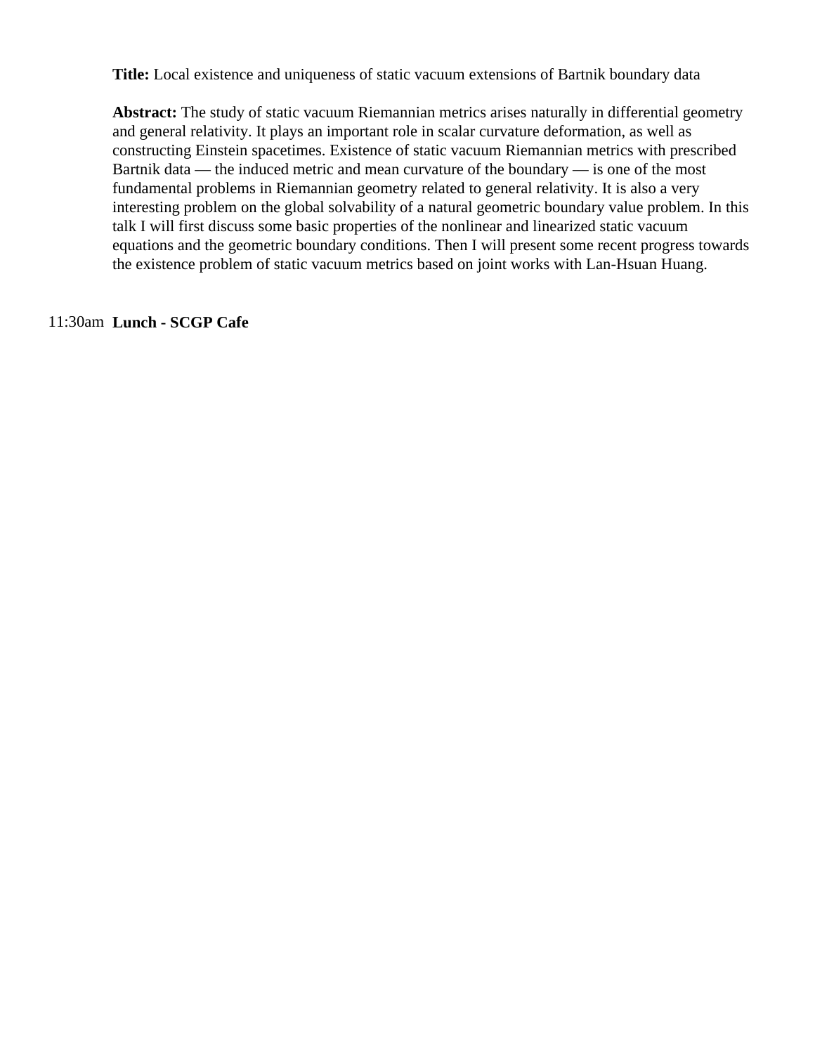**Title:** Local existence and uniqueness of static vacuum extensions of Bartnik boundary data

**Abstract:** The study of static vacuum Riemannian metrics arises naturally in differential geometry and general relativity. It plays an important role in scalar curvature deformation, as well as constructing Einstein spacetimes. Existence of static vacuum Riemannian metrics with prescribed Bartnik data — the induced metric and mean curvature of the boundary — is one of the most fundamental problems in Riemannian geometry related to general relativity. It is also a very interesting problem on the global solvability of a natural geometric boundary value problem. In this talk I will first discuss some basic properties of the nonlinear and linearized static vacuum equations and the geometric boundary conditions. Then I will present some recent progress towards the existence problem of static vacuum metrics based on joint works with Lan-Hsuan Huang.

11:30am **Lunch - SCGP Cafe**